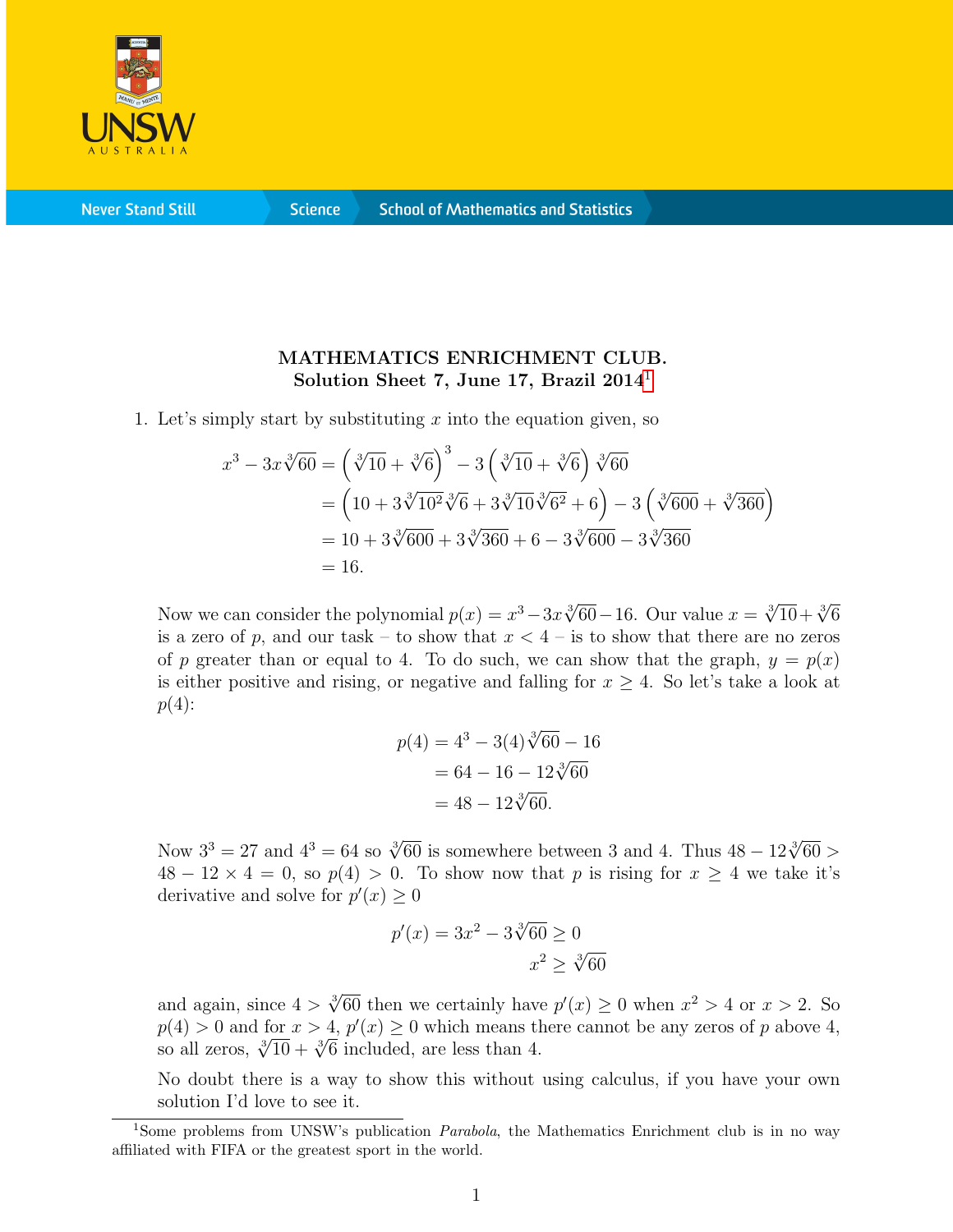## MATHEMATICS ENRICHMENT CLUB.
### Solution Sheet 7, June 17, Brazil 2014[1]

1. Let's simply start by substituting $x$ into the equation given, so

$$
\begin{aligned}
x^3 - 3x\sqrt[3]{60} &= \left(\sqrt[3]{10} + \sqrt[3]{6}\right)^3 - 3\left(\sqrt[3]{10} + \sqrt[3]{6}\right)\sqrt[3]{60} \\
&= \left(10 + 3\sqrt[3]{10^2}\sqrt[3]{6} + 3\sqrt[3]{10}\sqrt[3]{6^2} + 6\right) - 3\left(\sqrt[3]{600} + \sqrt[3]{360}\right) \\
&= 10 + 3\sqrt[3]{600} + 3\sqrt[3]{360} + 6 - 3\sqrt[3]{600} - 3\sqrt[3]{360} \\
&= 16.
\end{aligned}
$$

Now we can consider the polynomial $p(x) = x^3 - 3x\sqrt[3]{60} - 16$. Our value $x = \sqrt[3]{10} + \sqrt[3]{6}$ is a zero of $p$, and our task – to show that $x < 4$ – is to show that there are no zeros of $p$ greater than or equal to 4. To do such, we can show that the graph, $y = p(x)$ is either positive and rising, or negative and falling for $x \geq 4$. So let's take a look at $p(4)$:

$$
\begin{aligned}
p(4) &= 4^3 - 3(4)\sqrt[3]{60} - 16 \\
&= 64 - 16 - 12\sqrt[3]{60} \\
&= 48 - 12\sqrt[3]{60}.
\end{aligned}
$$

Now $3^3 = 27$ and $4^3 = 64$ so $\sqrt[3]{60}$ is somewhere between 3 and 4. Thus $48 - 12\sqrt[3]{60} > 48 - 12 \times 4 = 0$, so $p(4) > 0$. To show now that $p$ is rising for $x \geq 4$ we take it's derivative and solve for $p'(x) \geq 0$

$$
\begin{aligned}
p'(x) = 3x^2 - 3\sqrt[3]{60} &\geq 0 \\
x^2 &\geq \sqrt[3]{60}
\end{aligned}
$$

and again, since $4 > \sqrt[3]{60}$ then we certainly have $p'(x) \geq 0$ when $x^2 > 4$ or $x > 2$. So $p(4) > 0$ and for $x > 4$, $p'(x) \geq 0$ which means there cannot be any zeros of $p$ above 4, so all zeros, $\sqrt[3]{10} + \sqrt[3]{6}$ included, are less than 4.

No doubt there is a way to show this without using calculus, if you have your own solution I'd love to see it.

[1] Some problems from UNSW's publication *Parabola*, the Mathematics Enrichment club is in no way affiliated with FIFA or the greatest sport in the world.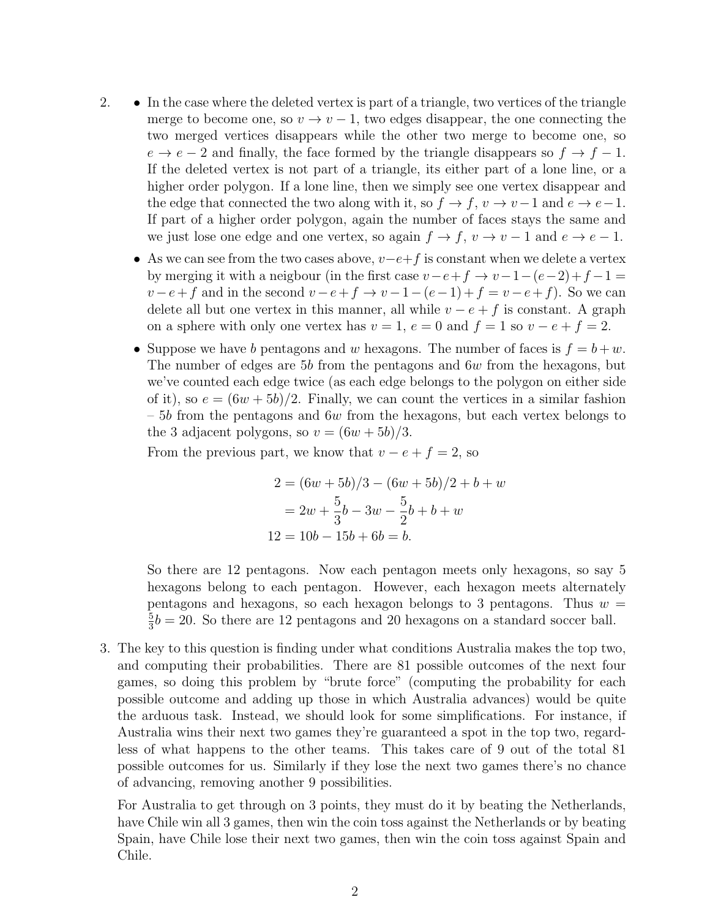2. 
   - In the case where the deleted vertex is part of a triangle, two vertices of the triangle merge to become one, so $v \to v-1$, two edges disappear, the one connecting the two merged vertices disappears while the other two merge to become one, so $e \to e-2$ and finally, the face formed by the triangle disappears so $f \to f-1$. If the deleted vertex is not part of a triangle, its either part of a lone line, or a higher order polygon. If a lone line, then we simply see one vertex disappear and the edge that connected the two along with it, so $f \to f$, $v \to v-1$ and $e \to e-1$. If part of a higher order polygon, again the number of faces stays the same and we just lose one edge and one vertex, so again $f \to f$, $v \to v-1$ and $e \to e-1$.
   - As we can see from the two cases above, $v-e+f$ is constant when we delete a vertex by merging it with a neigbour (in the first case $v-e+f \to v-1-(e-2)+f-1 = v-e+f$ and in the second $v-e+f \to v-1-(e-1)+f = v-e+f$). So we can delete all but one vertex in this manner, all while $v-e+f$ is constant. A graph on a sphere with only one vertex has $v=1$, $e=0$ and $f=1$ so $v-e+f=2$.
   - Suppose we have $b$ pentagons and $w$ hexagons. The number of faces is $f = b+w$. The number of edges are $5b$ from the pentagons and $6w$ from the hexagons, but we've counted each edge twice (as each edge belongs to the polygon on either side of it), so $e = (6w+5b)/2$. Finally, we can count the vertices in a similar fashion – $5b$ from the pentagons and $6w$ from the hexagons, but each vertex belongs to the 3 adjacent polygons, so $v = (6w+5b)/3$.

     From the previous part, we know that $v-e+f=2$, so

     $$
     \begin{aligned}
     2 &= (6w+5b)/3 - (6w+5b)/2 + b + w \\
     &= 2w + \frac{5}{3}b - 3w - \frac{5}{2}b + b + w \\
     12 &= 10b - 15b + 6b = b.
     \end{aligned}
     $$

     So there are 12 pentagons. Now each pentagon meets only hexagons, so say 5 hexagons belong to each pentagon. However, each hexagon meets alternately pentagons and hexagons, so each hexagon belongs to 3 pentagons. Thus $w = \frac{5}{3}b = 20$. So there are 12 pentagons and 20 hexagons on a standard soccer ball.

3. The key to this question is finding under what conditions Australia makes the top two, and computing their probabilities. There are 81 possible outcomes of the next four games, so doing this problem by "brute force" (computing the probability for each possible outcome and adding up those in which Australia advances) would be quite the arduous task. Instead, we should look for some simplifications. For instance, if Australia wins their next two games they're guaranteed a spot in the top two, regardless of what happens to the other teams. This takes care of 9 out of the total 81 possible outcomes for us. Similarly if they lose the next two games there's no chance of advancing, removing another 9 possibilities.

   For Australia to get through on 3 points, they must do it by beating the Netherlands, have Chile win all 3 games, then win the coin toss against the Netherlands or by beating Spain, have Chile lose their next two games, then win the coin toss against Spain and Chile.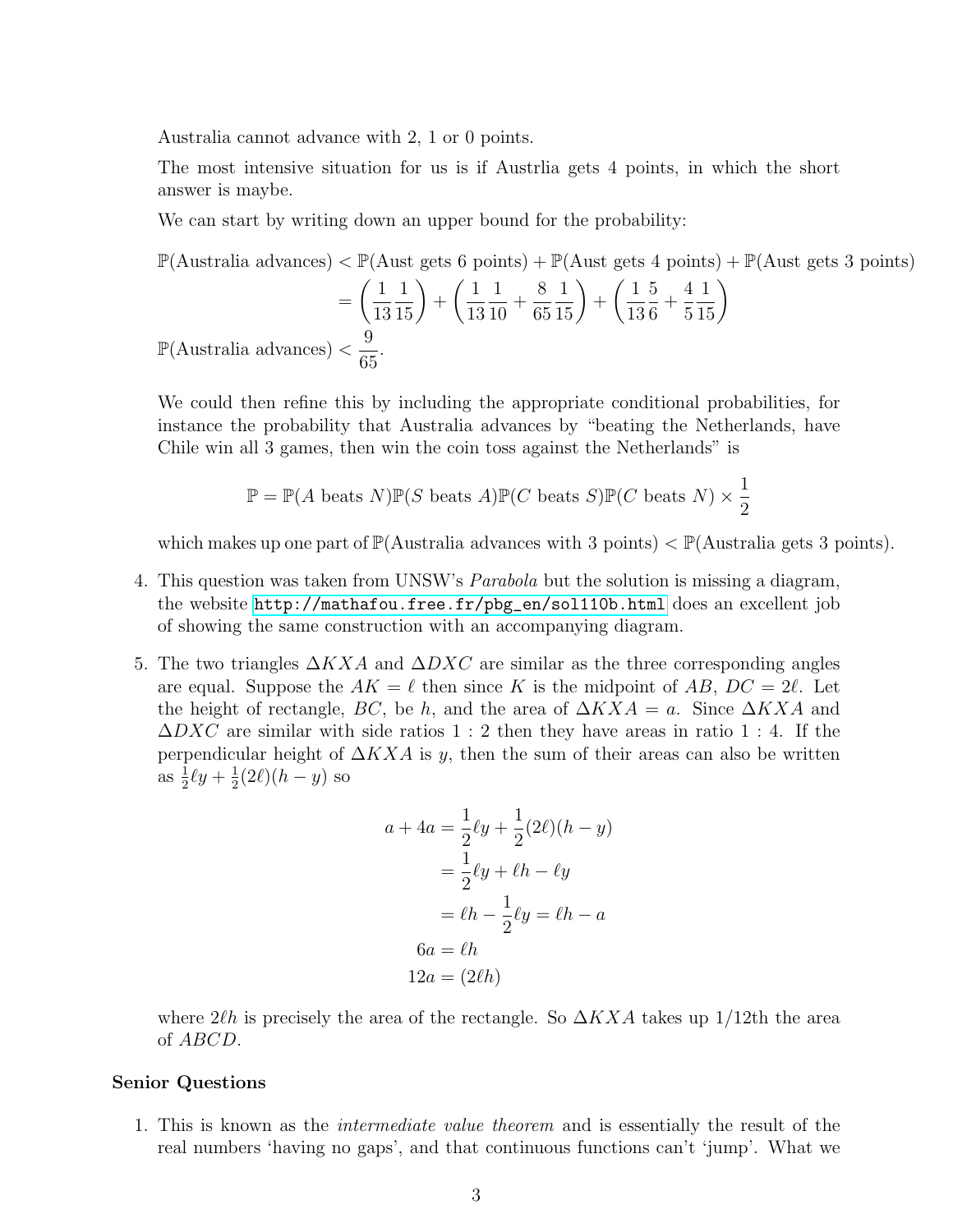Australia cannot advance with 2, 1 or 0 points.

The most intensive situation for us is if Austrlia gets 4 points, in which the short answer is maybe.

We can start by writing down an upper bound for the probability:

$$\begin{aligned}
\mathbb{P}(\text{Australia advances}) &< \mathbb{P}(\text{Aust gets 6 points}) + \mathbb{P}(\text{Aust gets 4 points}) + \mathbb{P}(\text{Aust gets 3 points}) \\
&= \left(\frac{1}{13}\frac{1}{15}\right) + \left(\frac{1}{13}\frac{1}{10} + \frac{8}{65}\frac{1}{15}\right) + \left(\frac{1}{13}\frac{5}{6} + \frac{4}{5}\frac{1}{15}\right)
\end{aligned}$$

$$\mathbb{P}(\text{Australia advances}) < \frac{9}{65}.$$

We could then refine this by including the appropriate conditional probabilities, for instance the probability that Australia advances by "beating the Netherlands, have Chile win all 3 games, then win the coin toss against the Netherlands" is

$$\mathbb{P} = \mathbb{P}(A \text{ beats } N)\mathbb{P}(S \text{ beats } A)\mathbb{P}(C \text{ beats } S)\mathbb{P}(C \text{ beats } N) \times \frac{1}{2}$$

which makes up one part of $\mathbb{P}(\text{Australia advances with 3 points}) < \mathbb{P}(\text{Australia gets 3 points})$.

4. This question was taken from UNSW's *Parabola* but the solution is missing a diagram, the website http://mathafou.free.fr/pbg_en/sol110b.html does an excellent job of showing the same construction with an accompanying diagram.

5. The two triangles $\Delta KXA$ and $\Delta DXC$ are similar as the three corresponding angles are equal. Suppose the $AK = \ell$ then since $K$ is the midpoint of $AB$, $DC = 2\ell$. Let the height of rectangle, $BC$, be $h$, and the area of $\Delta KXA = a$. Since $\Delta KXA$ and $\Delta DXC$ are similar with side ratios $1 : 2$ then they have areas in ratio $1 : 4$. If the perpendicular height of $\Delta KXA$ is $y$, then the sum of their areas can also be written as $\frac{1}{2}\ell y + \frac{1}{2}(2\ell)(h - y)$ so

$$\begin{aligned}
a + 4a &= \frac{1}{2}\ell y + \frac{1}{2}(2\ell)(h - y) \\
&= \frac{1}{2}\ell y + \ell h - \ell y \\
&= \ell h - \frac{1}{2}\ell y = \ell h - a \\
6a &= \ell h \\
12a &= (2\ell h)
\end{aligned}$$

where $2\ell h$ is precisely the area of the rectangle. So $\Delta KXA$ takes up 1/12th the area of $ABCD$.

## Senior Questions

1. This is known as the *intermediate value theorem* and is essentially the result of the real numbers 'having no gaps', and that continuous functions can't 'jump'. What we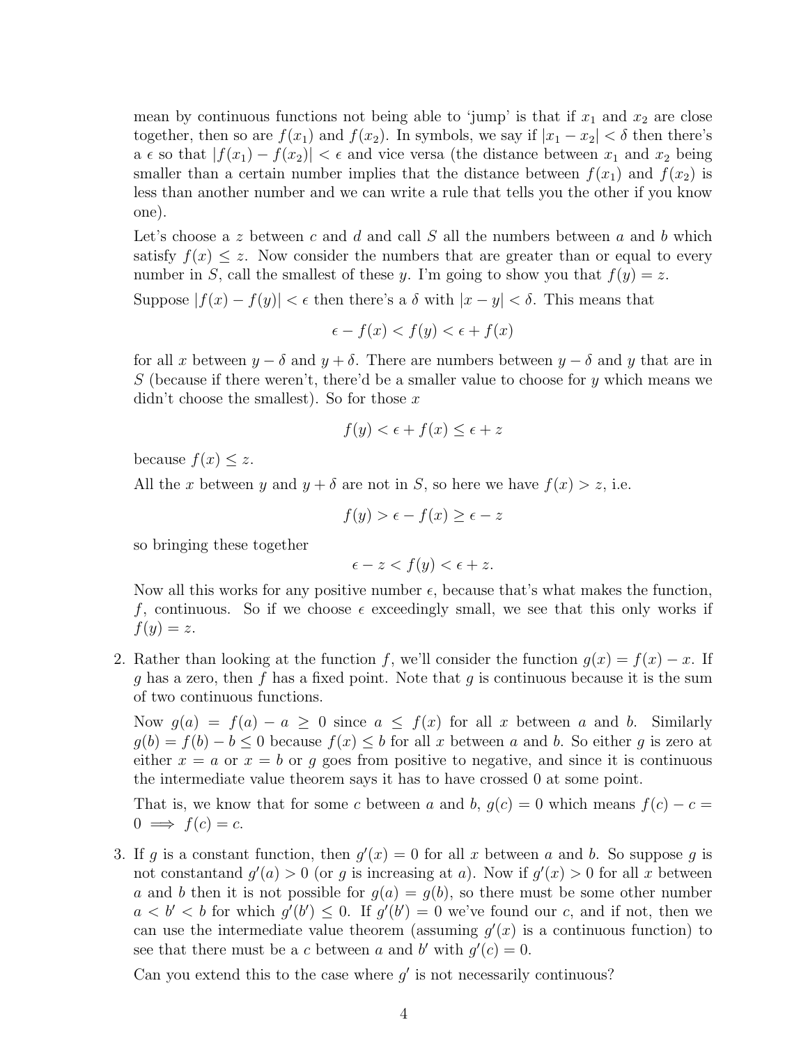mean by continuous functions not being able to 'jump' is that if $x_1$ and $x_2$ are close together, then so are $f(x_1)$ and $f(x_2)$. In symbols, we say if $|x_1 - x_2| < \delta$ then there's a $\epsilon$ so that $|f(x_1) - f(x_2)| < \epsilon$ and vice versa (the distance between $x_1$ and $x_2$ being smaller than a certain number implies that the distance between $f(x_1)$ and $f(x_2)$ is less than another number and we can write a rule that tells you the other if you know one).

Let's choose a $z$ between $c$ and $d$ and call $S$ all the numbers between $a$ and $b$ which satisfy $f(x) \leq z$. Now consider the numbers that are greater than or equal to every number in $S$, call the smallest of these $y$. I'm going to show you that $f(y) = z$.

Suppose $|f(x) - f(y)| < \epsilon$ then there's a $\delta$ with $|x - y| < \delta$. This means that

$$\epsilon - f(x) < f(y) < \epsilon + f(x)$$

for all $x$ between $y - \delta$ and $y + \delta$. There are numbers between $y - \delta$ and $y$ that are in $S$ (because if there weren't, there'd be a smaller value to choose for $y$ which means we didn't choose the smallest). So for those $x$

$$f(y) < \epsilon + f(x) \leq \epsilon + z$$

because $f(x) \leq z$.

All the $x$ between $y$ and $y + \delta$ are not in $S$, so here we have $f(x) > z$, i.e.

$$f(y) > \epsilon - f(x) \geq \epsilon - z$$

so bringing these together

$$\epsilon - z < f(y) < \epsilon + z.$$

Now all this works for any positive number $\epsilon$, because that's what makes the function, $f$, continuous. So if we choose $\epsilon$ exceedingly small, we see that this only works if $f(y) = z$.

2. Rather than looking at the function $f$, we'll consider the function $g(x) = f(x) - x$. If $g$ has a zero, then $f$ has a fixed point. Note that $g$ is continuous because it is the sum of two continuous functions.

   Now $g(a) = f(a) - a \geq 0$ since $a \leq f(x)$ for all $x$ between $a$ and $b$. Similarly $g(b) = f(b) - b \leq 0$ because $f(x) \leq b$ for all $x$ between $a$ and $b$. So either $g$ is zero at either $x = a$ or $x = b$ or $g$ goes from positive to negative, and since it is continuous the intermediate value theorem says it has to have crossed 0 at some point.

   That is, we know that for some $c$ between $a$ and $b$, $g(c) = 0$ which means $f(c) - c = 0 \implies f(c) = c$.

3. If $g$ is a constant function, then $g'(x) = 0$ for all $x$ between $a$ and $b$. So suppose $g$ is not constantand $g'(a) > 0$ (or $g$ is increasing at $a$). Now if $g'(x) > 0$ for all $x$ between $a$ and $b$ then it is not possible for $g(a) = g(b)$, so there must be some other number $a < b' < b$ for which $g'(b') \leq 0$. If $g'(b') = 0$ we've found our $c$, and if not, then we can use the intermediate value theorem (assuming $g'(x)$ is a continuous function) to see that there must be a $c$ between $a$ and $b'$ with $g'(c) = 0$.

   Can you extend this to the case where $g'$ is not necessarily continuous?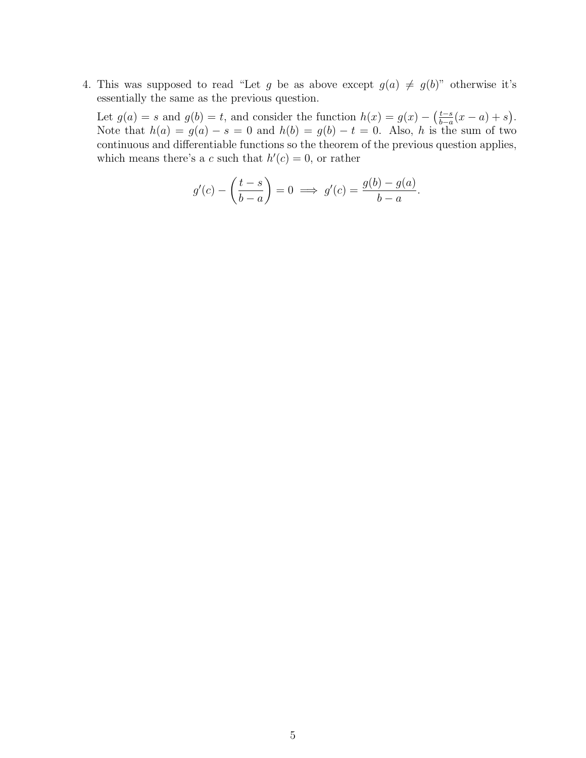4. This was supposed to read "Let $g$ be as above except $g(a) \neq g(b)$" otherwise it's essentially the same as the previous question.

   Let $g(a) = s$ and $g(b) = t$, and consider the function $h(x) = g(x) - \left(\frac{t-s}{b-a}(x-a) + s\right)$. Note that $h(a) = g(a) - s = 0$ and $h(b) = g(b) - t = 0$. Also, $h$ is the sum of two continuous and differentiable functions so the theorem of the previous question applies, which means there's a $c$ such that $h'(c) = 0$, or rather

$$g'(c) - \left(\frac{t-s}{b-a}\right) = 0 \implies g'(c) = \frac{g(b) - g(a)}{b-a}.$$